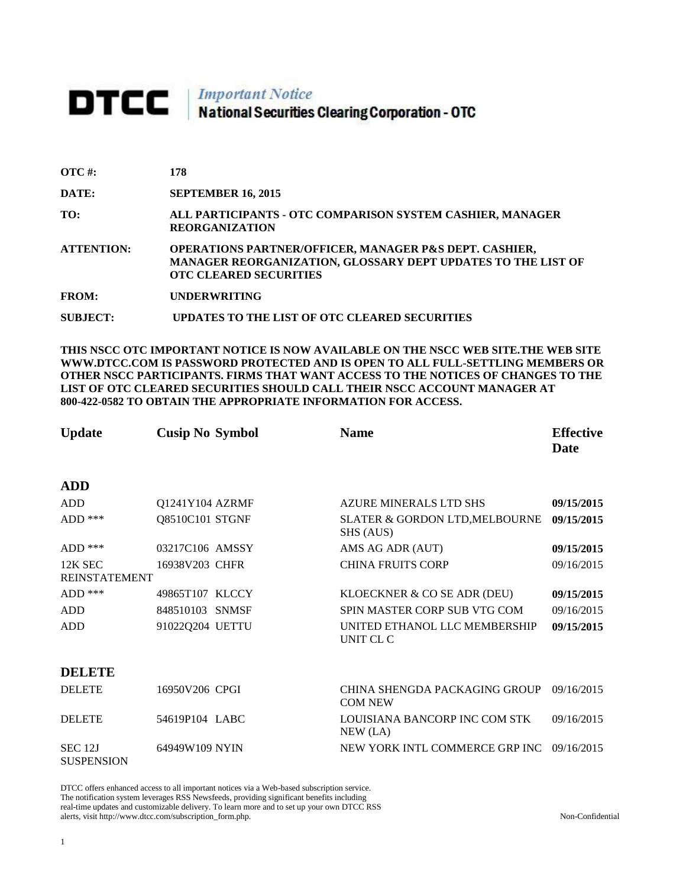# DTCC | *Important Notice* National Securities Clearing Corporation - OTC

| | |
|---|---|
| **OTC #:** | **178** |
| **DATE:** | **SEPTEMBER 16, 2015** |
| **TO:** | **ALL PARTICIPANTS - OTC COMPARISON SYSTEM CASHIER, MANAGER REORGANIZATION** |
| **ATTENTION:** | **OPERATIONS PARTNER/OFFICER, MANAGER P&S DEPT. CASHIER, MANAGER REORGANIZATION, GLOSSARY DEPT UPDATES TO THE LIST OF OTC CLEARED SECURITIES** |
| **FROM:** | **UNDERWRITING** |
| **SUBJECT:** | **UPDATES TO THE LIST OF OTC CLEARED SECURITIES** |

**THIS NSCC OTC IMPORTANT NOTICE IS NOW AVAILABLE ON THE NSCC WEB SITE.THE WEB SITE WWW.DTCC.COM IS PASSWORD PROTECTED AND IS OPEN TO ALL FULL-SETTLING MEMBERS OR OTHER NSCC PARTICIPANTS. FIRMS THAT WANT ACCESS TO THE NOTICES OF CHANGES TO THE LIST OF OTC CLEARED SECURITIES SHOULD CALL THEIR NSCC ACCOUNT MANAGER AT 800-422-0582 TO OBTAIN THE APPROPRIATE INFORMATION FOR ACCESS.**

| **Update** | **Cusip No** | **Symbol** | **Name** | **Effective Date** |
|---|---|---|---|---|
| **ADD** | | | | |
| ADD | Q1241Y104 | AZRMF | AZURE MINERALS LTD SHS | **09/15/2015** |
| ADD *** | Q8510C101 | STGNF | SLATER & GORDON LTD,MELBOURNE SHS (AUS) | **09/15/2015** |
| ADD *** | 03217C106 | AMSSY | AMS AG ADR (AUT) | **09/15/2015** |
| 12K SEC REINSTATEMENT | 16938V203 | CHFR | CHINA FRUITS CORP | 09/16/2015 |
| ADD *** | 49865T107 | KLCCY | KLOECKNER & CO SE ADR (DEU) | **09/15/2015** |
| ADD | 848510103 | SNMSF | SPIN MASTER CORP SUB VTG COM | 09/16/2015 |
| ADD | 91022Q204 | UETTU | UNITED ETHANOL LLC MEMBERSHIP UNIT CL C | **09/15/2015** |
| **DELETE** | | | | |
| DELETE | 16950V206 | CPGI | CHINA SHENGDA PACKAGING GROUP COM NEW | 09/16/2015 |
| DELETE | 54619P104 | LABC | LOUISIANA BANCORP INC COM STK NEW (LA) | 09/16/2015 |
| SEC 12J SUSPENSION | 64949W109 | NYIN | NEW YORK INTL COMMERCE GRP INC | 09/16/2015 |

DTCC offers enhanced access to all important notices via a Web-based subscription service. The notification system leverages RSS Newsfeeds, providing significant benefits including real-time updates and customizable delivery. To learn more and to set up your own DTCC RSS alerts, visit http://www.dtcc.com/subscription_form.php.

Non-Confidential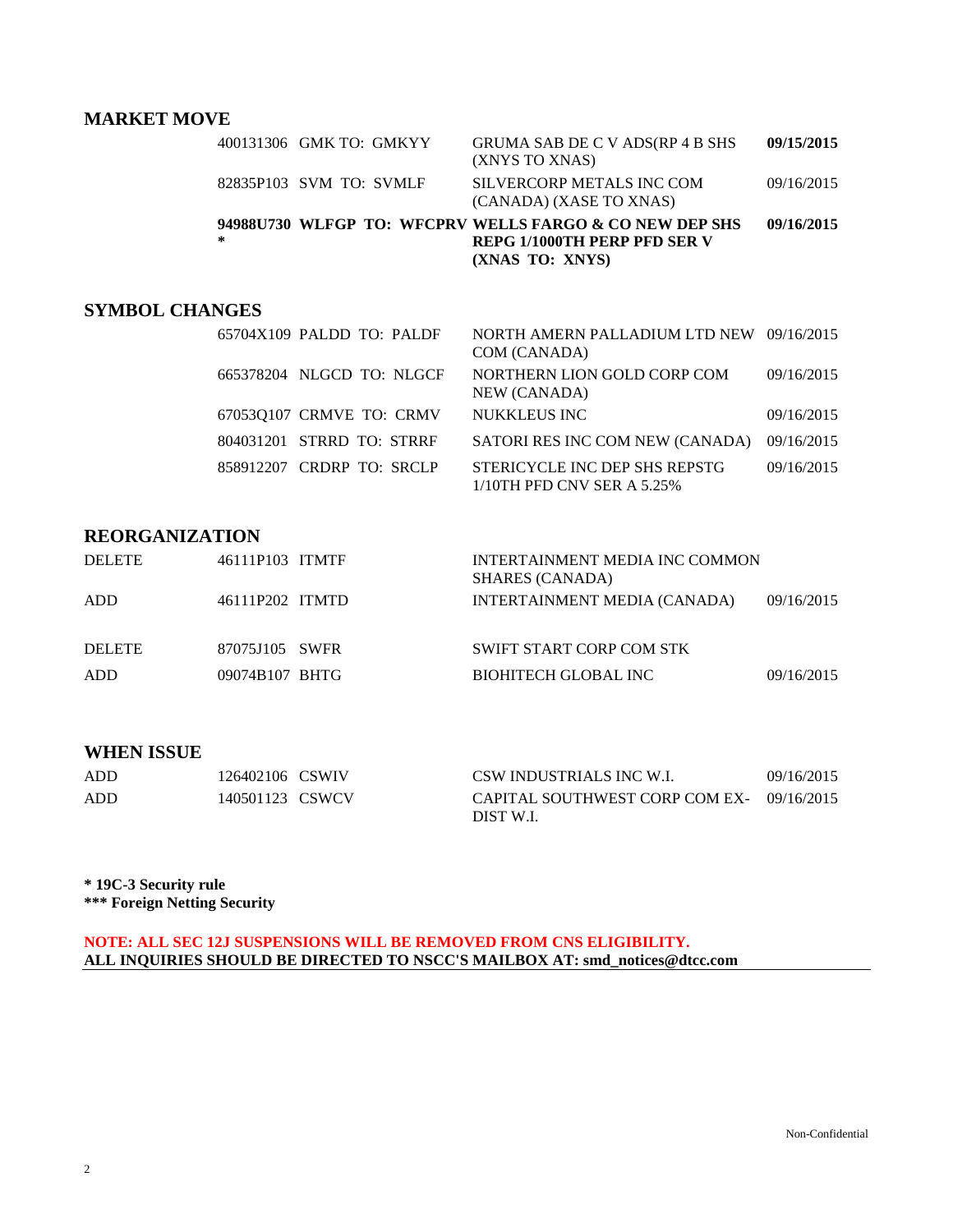## MARKET MOVE

| | | | |
|---|---|---|---|
| | 400131306 GMK TO: GMKYY | GRUMA SAB DE C V ADS(RP 4 B SHS (XNYS TO XNAS) | **09/15/2015** |
| | 82835P103 SVM TO: SVMLF | SILVERCORP METALS INC COM (CANADA) (XASE TO XNAS) | 09/16/2015 |
| | **94988U730 WLFGP TO: WFCPRV** **\*** | **WELLS FARGO & CO NEW DEP SHS REPG 1/1000TH PERP PFD SER V (XNAS TO: XNYS)** | **09/16/2015** |

## SYMBOL CHANGES

| | | | |
|---|---|---|---|
| | 65704X109 PALDD TO: PALDF | NORTH AMERN PALLADIUM LTD NEW COM (CANADA) | 09/16/2015 |
| | 665378204 NLGCD TO: NLGCF | NORTHERN LION GOLD CORP COM NEW (CANADA) | 09/16/2015 |
| | 67053Q107 CRMVE TO: CRMV | NUKKLEUS INC | 09/16/2015 |
| | 804031201 STRRD TO: STRRF | SATORI RES INC COM NEW (CANADA) | 09/16/2015 |
| | 858912207 CRDRP TO: SRCLP | STERICYCLE INC DEP SHS REPSTG 1/10TH PFD CNV SER A 5.25% | 09/16/2015 |

## REORGANIZATION

| | | | |
|---|---|---|---|
| DELETE | 46111P103 ITMTF | INTERTAINMENT MEDIA INC COMMON SHARES (CANADA) | |
| ADD | 46111P202 ITMTD | INTERTAINMENT MEDIA (CANADA) | 09/16/2015 |
| DELETE | 87075J105 SWFR | SWIFT START CORP COM STK | |
| ADD | 09074B107 BHTG | BIOHITECH GLOBAL INC | 09/16/2015 |

## WHEN ISSUE

| | | | |
|---|---|---|---|
| ADD | 126402106 CSWIV | CSW INDUSTRIALS INC W.I. | 09/16/2015 |
| ADD | 140501123 CSWCV | CAPITAL SOUTHWEST CORP COM EX-DIST W.I. | 09/16/2015 |

**\* 19C-3 Security rule**
**\*\*\* Foreign Netting Security**

**NOTE: ALL SEC 12J SUSPENSIONS WILL BE REMOVED FROM CNS ELIGIBILITY.**
**ALL INQUIRIES SHOULD BE DIRECTED TO NSCC'S MAILBOX AT: smd_notices@dtcc.com**

Non-Confidential